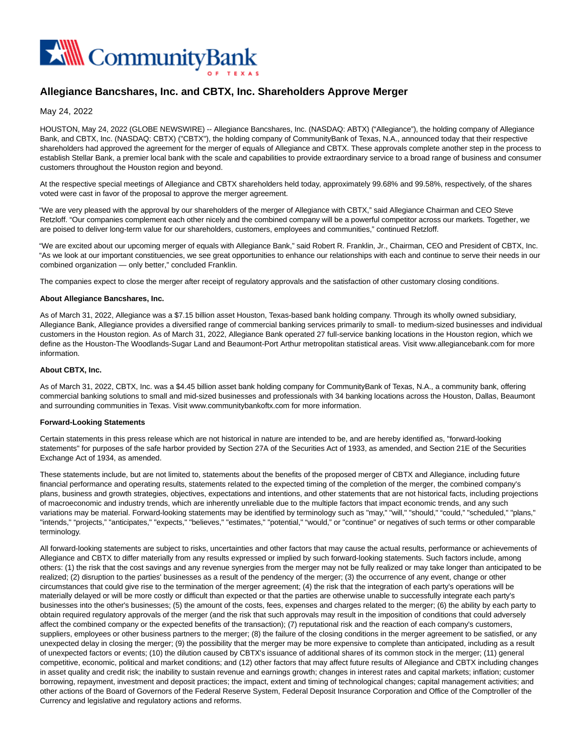# Allegiance Bancshares, Inc. and CBTX, Inc. Shareholders Approve Merger

May 24, 2022

HOUSTON, May 24, 2022 (GLOBE NEWSWIRE) -- Allegiance Bancshares, Inc. (NASDAQ: ABTX) ("Allegiance"), the holding company of Allegiance Bank, and CBTX, Inc. (NASDAQ: CBTX) ("CBTX"), the holding company of CommunityBank of Texas, N.A., announced today that their respective shareholders had approved the agreement for the merger of equals of Allegiance and CBTX. These approvals complete another step in the process to establish Stellar Bank, a premier local bank with the scale and capabilities to provide extraordinary service to a broad range of business and consumer customers throughout the Houston region and beyond.

At the respective special meetings of Allegiance and CBTX shareholders held today, approximately 99.68% and 99.58%, respectively, of the shares voted were cast in favor of the proposal to approve the merger agreement.

"We are very pleased with the approval by our shareholders of the merger of Allegiance with CBTX," said Allegiance Chairman and CEO Steve Retzloff. "Our companies complement each other nicely and the combined company will be a powerful competitor across our markets. Together, we are poised to deliver long-term value for our shareholders, customers, employees and communities," continued Retzloff.

"We are excited about our upcoming merger of equals with Allegiance Bank," said Robert R. Franklin, Jr., Chairman, CEO and President of CBTX, Inc. "As we look at our important constituencies, we see great opportunities to enhance our relationships with each and continue to serve their needs in our combined organization — only better," concluded Franklin.

The companies expect to close the merger after receipt of regulatory approvals and the satisfaction of other customary closing conditions.

**About Allegiance Bancshares, Inc.**

As of March 31, 2022, Allegiance was a $7.15 billion asset Houston, Texas-based bank holding company. Through its wholly owned subsidiary, Allegiance Bank, Allegiance provides a diversified range of commercial banking services primarily to small- to medium-sized businesses and individual customers in the Houston region. As of March 31, 2022, Allegiance Bank operated 27 full-service banking locations in the Houston region, which we define as the Houston-The Woodlands-Sugar Land and Beaumont-Port Arthur metropolitan statistical areas. Visit www.allegiancebank.com for more information.

**About CBTX, Inc.**

As of March 31, 2022, CBTX, Inc. was a $4.45 billion asset bank holding company for CommunityBank of Texas, N.A., a community bank, offering commercial banking solutions to small and mid-sized businesses and professionals with 34 banking locations across the Houston, Dallas, Beaumont and surrounding communities in Texas. Visit www.communitybankoftx.com for more information.

**Forward-Looking Statements**

Certain statements in this press release which are not historical in nature are intended to be, and are hereby identified as, "forward-looking statements" for purposes of the safe harbor provided by Section 27A of the Securities Act of 1933, as amended, and Section 21E of the Securities Exchange Act of 1934, as amended.

These statements include, but are not limited to, statements about the benefits of the proposed merger of CBTX and Allegiance, including future financial performance and operating results, statements related to the expected timing of the completion of the merger, the combined company's plans, business and growth strategies, objectives, expectations and intentions, and other statements that are not historical facts, including projections of macroeconomic and industry trends, which are inherently unreliable due to the multiple factors that impact economic trends, and any such variations may be material. Forward-looking statements may be identified by terminology such as "may," "will," "should," "could," "scheduled," "plans," "intends," "projects," "anticipates," "expects," "believes," "estimates," "potential," "would," or "continue" or negatives of such terms or other comparable terminology.

All forward-looking statements are subject to risks, uncertainties and other factors that may cause the actual results, performance or achievements of Allegiance and CBTX to differ materially from any results expressed or implied by such forward-looking statements. Such factors include, among others: (1) the risk that the cost savings and any revenue synergies from the merger may not be fully realized or may take longer than anticipated to be realized; (2) disruption to the parties' businesses as a result of the pendency of the merger; (3) the occurrence of any event, change or other circumstances that could give rise to the termination of the merger agreement; (4) the risk that the integration of each party's operations will be materially delayed or will be more costly or difficult than expected or that the parties are otherwise unable to successfully integrate each party's businesses into the other's businesses; (5) the amount of the costs, fees, expenses and charges related to the merger; (6) the ability by each party to obtain required regulatory approvals of the merger (and the risk that such approvals may result in the imposition of conditions that could adversely affect the combined company or the expected benefits of the transaction); (7) reputational risk and the reaction of each company's customers, suppliers, employees or other business partners to the merger; (8) the failure of the closing conditions in the merger agreement to be satisfied, or any unexpected delay in closing the merger; (9) the possibility that the merger may be more expensive to complete than anticipated, including as a result of unexpected factors or events; (10) the dilution caused by CBTX's issuance of additional shares of its common stock in the merger; (11) general competitive, economic, political and market conditions; and (12) other factors that may affect future results of Allegiance and CBTX including changes in asset quality and credit risk; the inability to sustain revenue and earnings growth; changes in interest rates and capital markets; inflation; customer borrowing, repayment, investment and deposit practices; the impact, extent and timing of technological changes; capital management activities; and other actions of the Board of Governors of the Federal Reserve System, Federal Deposit Insurance Corporation and Office of the Comptroller of the Currency and legislative and regulatory actions and reforms.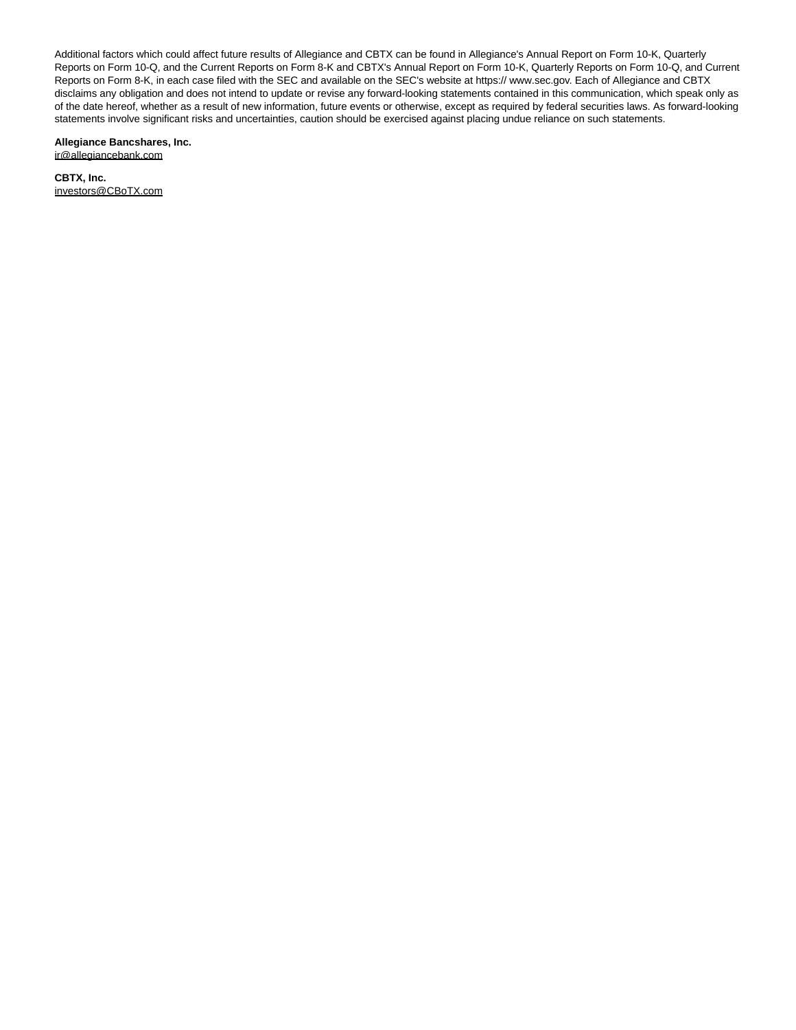Additional factors which could affect future results of Allegiance and CBTX can be found in Allegiance's Annual Report on Form 10-K, Quarterly Reports on Form 10-Q, and the Current Reports on Form 8-K and CBTX's Annual Report on Form 10-K, Quarterly Reports on Form 10-Q, and Current Reports on Form 8-K, in each case filed with the SEC and available on the SEC's website at https:// www.sec.gov. Each of Allegiance and CBTX disclaims any obligation and does not intend to update or revise any forward-looking statements contained in this communication, which speak only as of the date hereof, whether as a result of new information, future events or otherwise, except as required by federal securities laws. As forward-looking statements involve significant risks and uncertainties, caution should be exercised against placing undue reliance on such statements.

**Allegiance Bancshares, Inc.**
ir@allegiancebank.com

**CBTX, Inc.**
investors@CBoTX.com